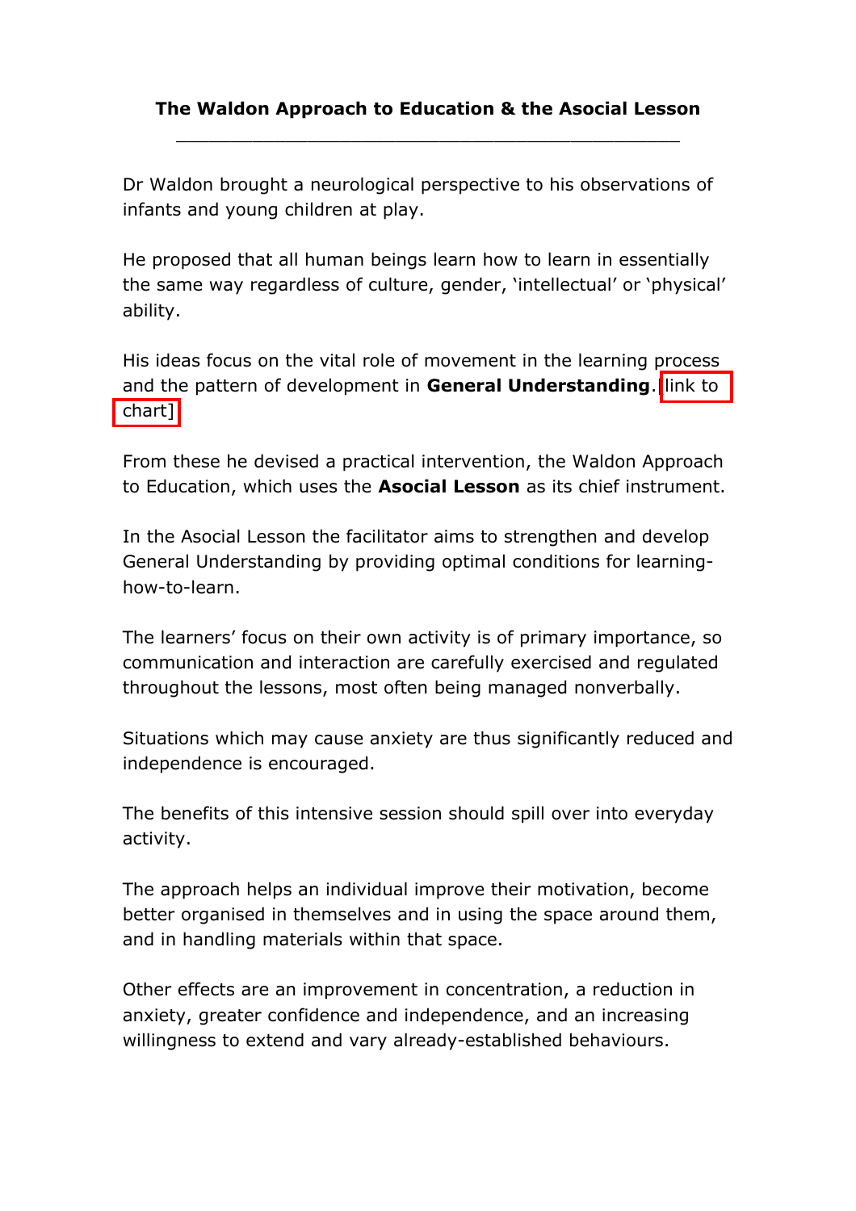**The Waldon Approach to Education & the Asocial Lesson**

---

Dr Waldon brought a neurological perspective to his observations of infants and young children at play.

He proposed that all human beings learn how to learn in essentially the same way regardless of culture, gender, 'intellectual' or 'physical' ability.

His ideas focus on the vital role of movement in the learning process and the pattern of development in **General Understanding**.[link to chart]

From these he devised a practical intervention, the Waldon Approach to Education, which uses the **Asocial Lesson** as its chief instrument.

In the Asocial Lesson the facilitator aims to strengthen and develop General Understanding by providing optimal conditions for learning-how-to-learn.

The learners' focus on their own activity is of primary importance, so communication and interaction are carefully exercised and regulated throughout the lessons, most often being managed nonverbally.

Situations which may cause anxiety are thus significantly reduced and independence is encouraged.

The benefits of this intensive session should spill over into everyday activity.

The approach helps an individual improve their motivation, become better organised in themselves and in using the space around them, and in handling materials within that space.

Other effects are an improvement in concentration, a reduction in anxiety, greater confidence and independence, and an increasing willingness to extend and vary already-established behaviours.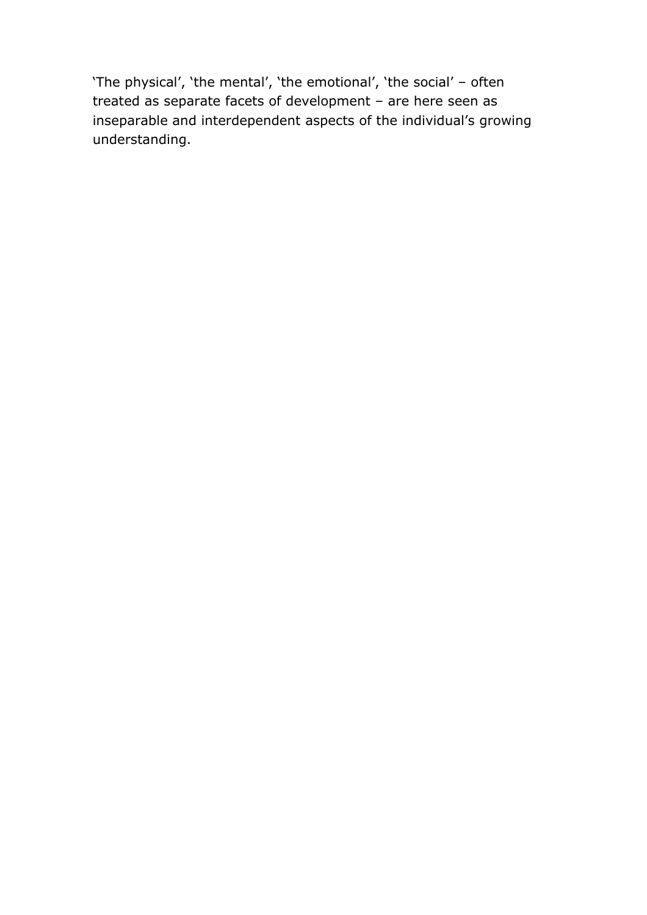'The physical', 'the mental', 'the emotional', 'the social' – often treated as separate facets of development – are here seen as inseparable and interdependent aspects of the individual's growing understanding.